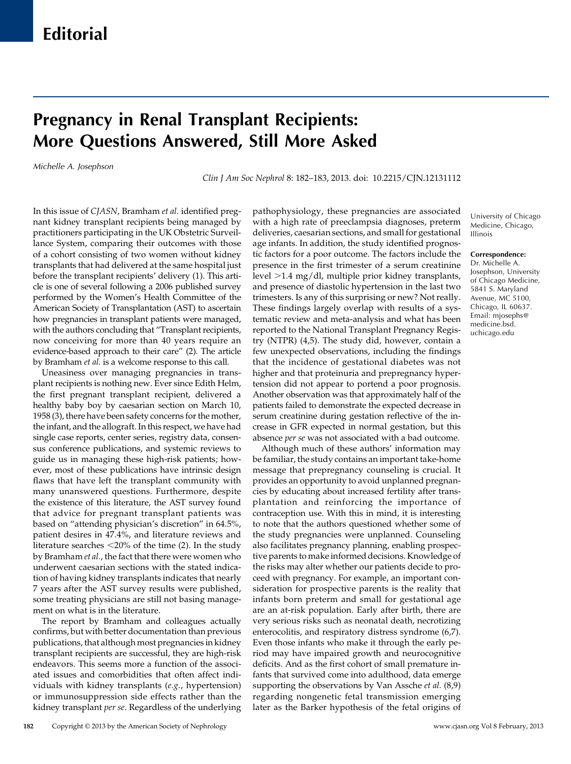# Editorial

# Pregnancy in Renal Transplant Recipients: More Questions Answered, Still More Asked

*Michelle A. Josephson*

*Clin J Am Soc Nephrol* 8: 182–183, 2013. doi: 10.2215/CJN.12131112

University of Chicago Medicine, Chicago, Illinois

**Correspondence:**
Dr. Michelle A. Josephson, University of Chicago Medicine, 5841 S. Maryland Avenue, MC 5100, Chicago, IL 60637. Email: mjosephs@medicine.bsd.uchicago.edu

In this issue of *CJASN*, Bramham *et al.* identified pregnant kidney transplant recipients being managed by practitioners participating in the UK Obstetric Surveillance System, comparing their outcomes with those of a cohort consisting of two women without kidney transplants that had delivered at the same hospital just before the transplant recipients' delivery (1). This article is one of several following a 2006 published survey performed by the Women's Health Committee of the American Society of Transplantation (AST) to ascertain how pregnancies in transplant patients were managed, with the authors concluding that "Transplant recipients, now conceiving for more than 40 years require an evidence-based approach to their care" (2). The article by Bramham *et al.* is a welcome response to this call.

Uneasiness over managing pregnancies in transplant recipients is nothing new. Ever since Edith Helm, the first pregnant transplant recipient, delivered a healthy baby boy by caesarian section on March 10, 1958 (3), there have been safety concerns for the mother, the infant, and the allograft. In this respect, we have had single case reports, center series, registry data, consensus conference publications, and systemic reviews to guide us in managing these high-risk patients; however, most of these publications have intrinsic design flaws that have left the transplant community with many unanswered questions. Furthermore, despite the existence of this literature, the AST survey found that advice for pregnant transplant patients was based on "attending physician's discretion" in 64.5%, patient desires in 47.4%, and literature reviews and literature searches <20% of the time (2). In the study by Bramham *et al.*, the fact that there were women who underwent caesarian sections with the stated indication of having kidney transplants indicates that nearly 7 years after the AST survey results were published, some treating physicians are still not basing management on what is in the literature.

The report by Bramham and colleagues actually confirms, but with better documentation than previous publications, that although most pregnancies in kidney transplant recipients are successful, they are high-risk endeavors. This seems more a function of the associated issues and comorbidities that often affect individuals with kidney transplants (*e.g.*, hypertension) or immunosuppression side effects rather than the kidney transplant *per se*. Regardless of the underlying pathophysiology, these pregnancies are associated with a high rate of preeclampsia diagnoses, preterm deliveries, caesarian sections, and small for gestational age infants. In addition, the study identified prognostic factors for a poor outcome. The factors include the presence in the first trimester of a serum creatinine level >1.4 mg/dl, multiple prior kidney transplants, and presence of diastolic hypertension in the last two trimesters. Is any of this surprising or new? Not really. These findings largely overlap with results of a systematic review and meta-analysis and what has been reported to the National Transplant Pregnancy Registry (NTPR) (4,5). The study did, however, contain a few unexpected observations, including the findings that the incidence of gestational diabetes was not higher and that proteinuria and prepregnancy hypertension did not appear to portend a poor prognosis. Another observation was that approximately half of the patients failed to demonstrate the expected decrease in serum creatinine during gestation reflective of the increase in GFR expected in normal gestation, but this absence *per se* was not associated with a bad outcome.

Although much of these authors' information may be familiar, the study contains an important take-home message that prepregnancy counseling is crucial. It provides an opportunity to avoid unplanned pregnancies by educating about increased fertility after transplantation and reinforcing the importance of contraception use. With this in mind, it is interesting to note that the authors questioned whether some of the study pregnancies were unplanned. Counseling also facilitates pregnancy planning, enabling prospective parents to make informed decisions. Knowledge of the risks may alter whether our patients decide to proceed with pregnancy. For example, an important consideration for prospective parents is the reality that infants born preterm and small for gestational age are an at-risk population. Early after birth, there are very serious risks such as neonatal death, necrotizing enterocolitis, and respiratory distress syndrome (6,7). Even those infants who make it through the early period may have impaired growth and neurocognitive deficits. And as the first cohort of small premature infants that survived come into adulthood, data emerge supporting the observations by Van Assche *et al.* (8,9) regarding nongenetic fetal transmission emerging later as the Barker hypothesis of the fetal origins of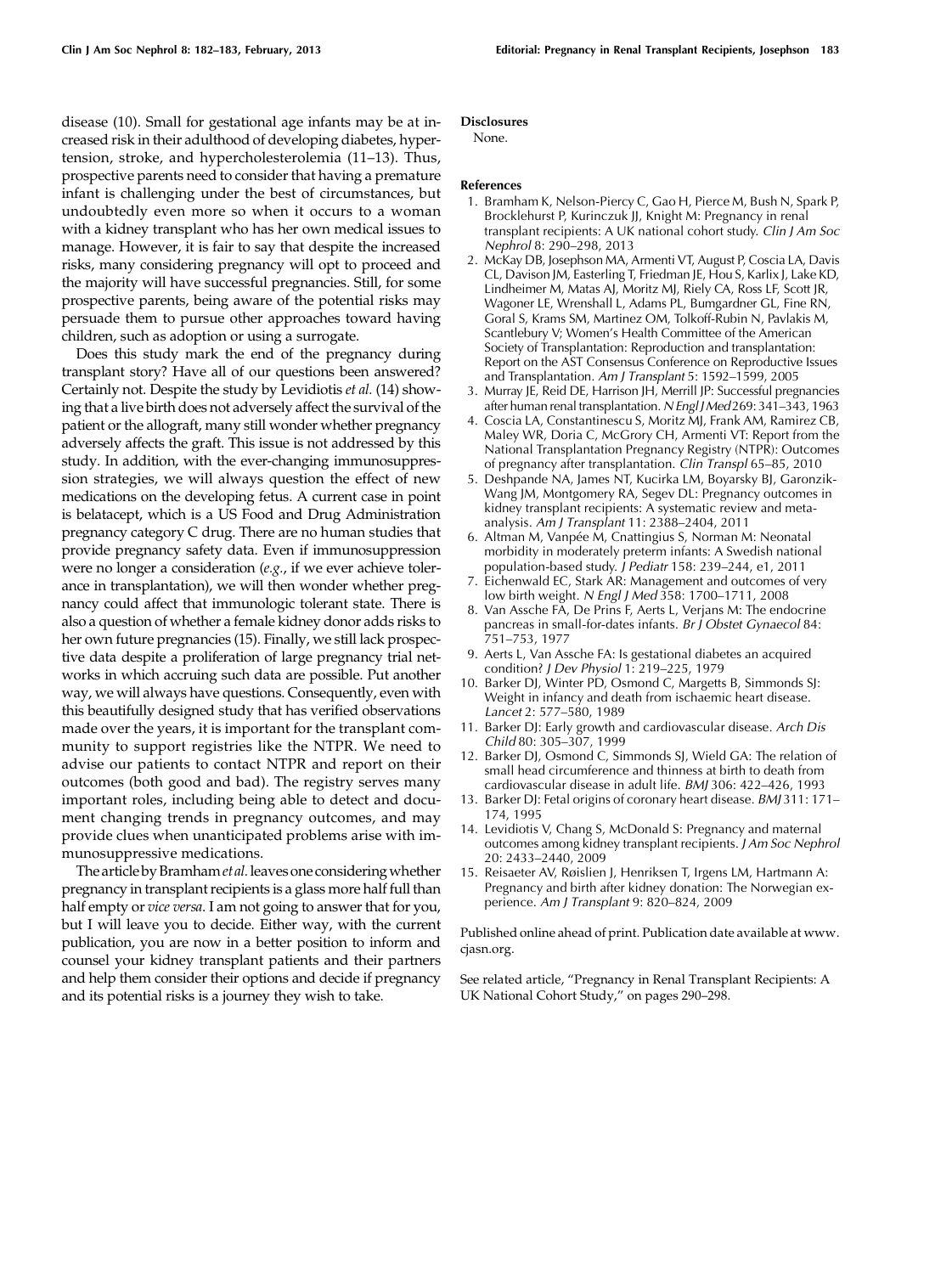disease (10). Small for gestational age infants may be at increased risk in their adulthood of developing diabetes, hypertension, stroke, and hypercholesterolemia (11–13). Thus, prospective parents need to consider that having a premature infant is challenging under the best of circumstances, but undoubtedly even more so when it occurs to a woman with a kidney transplant who has her own medical issues to manage. However, it is fair to say that despite the increased risks, many considering pregnancy will opt to proceed and the majority will have successful pregnancies. Still, for some prospective parents, being aware of the potential risks may persuade them to pursue other approaches toward having children, such as adoption or using a surrogate.

Does this study mark the end of the pregnancy during transplant story? Have all of our questions been answered? Certainly not. Despite the study by Levidiotis *et al.* (14) showing that a live birth does not adversely affect the survival of the patient or the allograft, many still wonder whether pregnancy adversely affects the graft. This issue is not addressed by this study. In addition, with the ever-changing immunosuppression strategies, we will always question the effect of new medications on the developing fetus. A current case in point is belatacept, which is a US Food and Drug Administration pregnancy category C drug. There are no human studies that provide pregnancy safety data. Even if immunosuppression were no longer a consideration (*e.g.*, if we ever achieve tolerance in transplantation), we will then wonder whether pregnancy could affect that immunologic tolerant state. There is also a question of whether a female kidney donor adds risks to her own future pregnancies (15). Finally, we still lack prospective data despite a proliferation of large pregnancy trial networks in which accruing such data are possible. Put another way, we will always have questions. Consequently, even with this beautifully designed study that has verified observations made over the years, it is important for the transplant community to support registries like the NTPR. We need to advise our patients to contact NTPR and report on their outcomes (both good and bad). The registry serves many important roles, including being able to detect and document changing trends in pregnancy outcomes, and may provide clues when unanticipated problems arise with immunosuppressive medications.

The article by Bramham *et al.* leaves one considering whether pregnancy in transplant recipients is a glass more half full than half empty or *vice versa*. I am not going to answer that for you, but I will leave you to decide. Either way, with the current publication, you are now in a better position to inform and counsel your kidney transplant patients and their partners and help them consider their options and decide if pregnancy and its potential risks is a journey they wish to take.

**Disclosures**

None.

**References**

1. Bramham K, Nelson-Piercy C, Gao H, Pierce M, Bush N, Spark P, Brocklehurst P, Kurinczuk JJ, Knight M: Pregnancy in renal transplant recipients: A UK national cohort study. *Clin J Am Soc Nephrol* 8: 290–298, 2013
2. McKay DB, Josephson MA, Armenti VT, August P, Coscia LA, Davis CL, Davison JM, Easterling T, Friedman JE, Hou S, Karlix J, Lake KD, Lindheimer M, Matas AJ, Moritz MJ, Riely CA, Ross LF, Scott JR, Wagoner LE, Wrenshall L, Adams PL, Bumgardner GL, Fine RN, Goral S, Krams SM, Martinez OM, Tolkoff-Rubin N, Pavlakis M, Scantlebury V; Women's Health Committee of the American Society of Transplantation: Reproduction and transplantation: Report on the AST Consensus Conference on Reproductive Issues and Transplantation. *Am J Transplant* 5: 1592–1599, 2005
3. Murray JE, Reid DE, Harrison JH, Merrill JP: Successful pregnancies after human renal transplantation. *N Engl J Med* 269: 341–343, 1963
4. Coscia LA, Constantinescu S, Moritz MJ, Frank AM, Ramirez CB, Maley WR, Doria C, McGrory CH, Armenti VT: Report from the National Transplantation Pregnancy Registry (NTPR): Outcomes of pregnancy after transplantation. *Clin Transpl* 65–85, 2010
5. Deshpande NA, James NT, Kucirka LM, Boyarsky BJ, Garonzik-Wang JM, Montgomery RA, Segev DL: Pregnancy outcomes in kidney transplant recipients: A systematic review and meta-analysis. *Am J Transplant* 11: 2388–2404, 2011
6. Altman M, Vanpée M, Cnattingius S, Norman M: Neonatal morbidity in moderately preterm infants: A Swedish national population-based study. *J Pediatr* 158: 239–244, e1, 2011
7. Eichenwald EC, Stark AR: Management and outcomes of very low birth weight. *N Engl J Med* 358: 1700–1711, 2008
8. Van Assche FA, De Prins F, Aerts L, Verjans M: The endocrine pancreas in small-for-dates infants. *Br J Obstet Gynaecol* 84: 751–753, 1977
9. Aerts L, Van Assche FA: Is gestational diabetes an acquired condition? *J Dev Physiol* 1: 219–225, 1979
10. Barker DJ, Winter PD, Osmond C, Margetts B, Simmonds SJ: Weight in infancy and death from ischaemic heart disease. *Lancet* 2: 577–580, 1989
11. Barker DJ: Early growth and cardiovascular disease. *Arch Dis Child* 80: 305–307, 1999
12. Barker DJ, Osmond C, Simmonds SJ, Wield GA: The relation of small head circumference and thinness at birth to death from cardiovascular disease in adult life. *BMJ* 306: 422–426, 1993
13. Barker DJ: Fetal origins of coronary heart disease. *BMJ* 311: 171–174, 1995
14. Levidiotis V, Chang S, McDonald S: Pregnancy and maternal outcomes among kidney transplant recipients. *J Am Soc Nephrol* 20: 2433–2440, 2009
15. Reisaeter AV, Røislien J, Henriksen T, Irgens LM, Hartmann A: Pregnancy and birth after kidney donation: The Norwegian experience. *Am J Transplant* 9: 820–824, 2009

Published online ahead of print. Publication date available at www.cjasn.org.

See related article, "Pregnancy in Renal Transplant Recipients: A UK National Cohort Study," on pages 290–298.